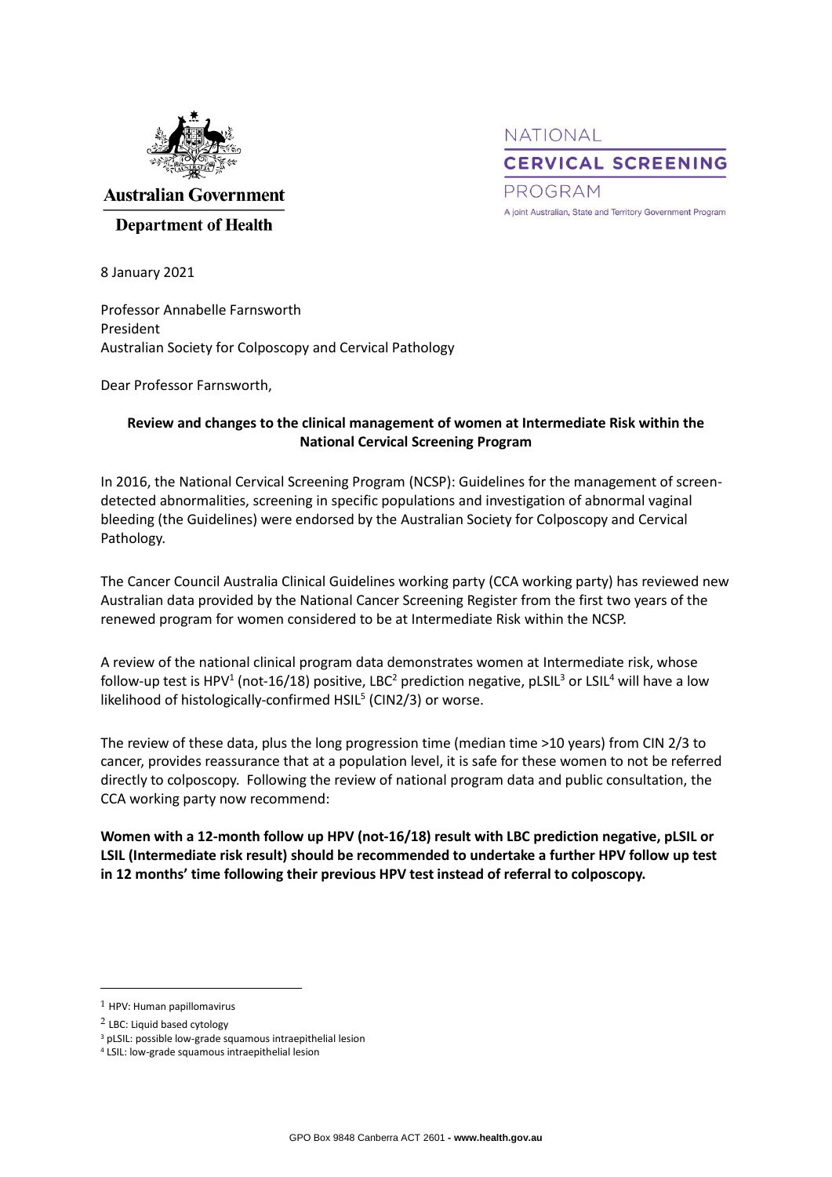Australian Government

Department of Health

NATIONAL

CERVICAL SCREENING

PROGRAM

A joint Australian, State and Territory Government Program

8 January 2021

Professor Annabelle Farnsworth
President
Australian Society for Colposcopy and Cervical Pathology

Dear Professor Farnsworth,

**Review and changes to the clinical management of women at Intermediate Risk within the National Cervical Screening Program**

In 2016, the National Cervical Screening Program (NCSP): Guidelines for the management of screen-detected abnormalities, screening in specific populations and investigation of abnormal vaginal bleeding (the Guidelines) were endorsed by the Australian Society for Colposcopy and Cervical Pathology.

The Cancer Council Australia Clinical Guidelines working party (CCA working party) has reviewed new Australian data provided by the National Cancer Screening Register from the first two years of the renewed program for women considered to be at Intermediate Risk within the NCSP.

A review of the national clinical program data demonstrates women at Intermediate risk, whose follow-up test is HPV[1] (not-16/18) positive, LBC[2] prediction negative, pLSIL[3] or LSIL[4] will have a low likelihood of histologically-confirmed HSIL[5] (CIN2/3) or worse.

The review of these data, plus the long progression time (median time >10 years) from CIN 2/3 to cancer, provides reassurance that at a population level, it is safe for these women to not be referred directly to colposcopy. Following the review of national program data and public consultation, the CCA working party now recommend:

**Women with a 12-month follow up HPV (not-16/18) result with LBC prediction negative, pLSIL or LSIL (Intermediate risk result) should be recommended to undertake a further HPV follow up test in 12 months' time following their previous HPV test instead of referral to colposcopy.**

---

[1] HPV: Human papillomavirus

[2] LBC: Liquid based cytology

[3] pLSIL: possible low-grade squamous intraepithelial lesion

[4] LSIL: low-grade squamous intraepithelial lesion

GPO Box 9848 Canberra ACT 2601 - www.health.gov.au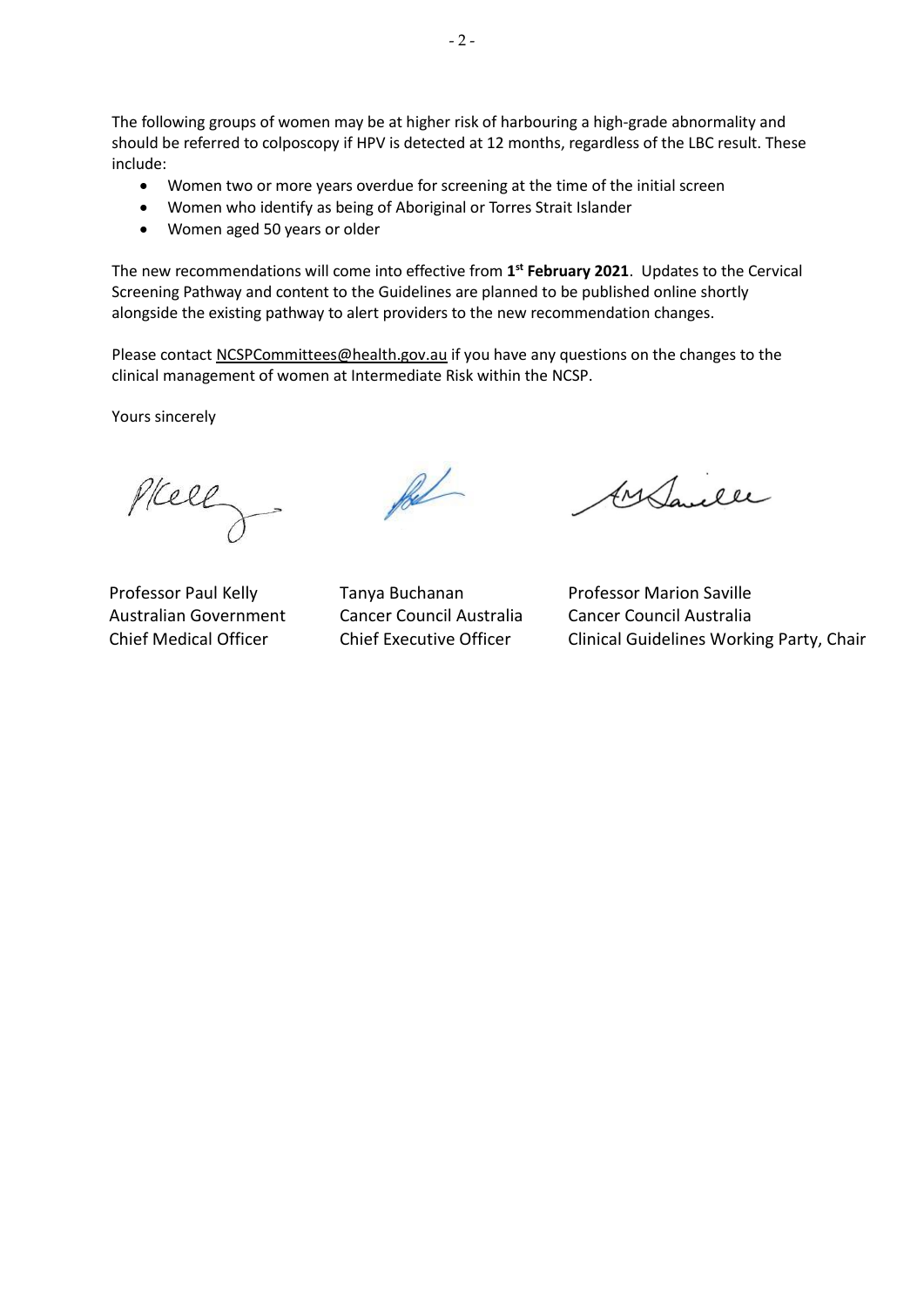The following groups of women may be at higher risk of harbouring a high-grade abnormality and should be referred to colposcopy if HPV is detected at 12 months, regardless of the LBC result. These include:

- Women two or more years overdue for screening at the time of the initial screen
- Women who identify as being of Aboriginal or Torres Strait Islander
- Women aged 50 years or older

The new recommendations will come into effective from **1st February 2021**. Updates to the Cervical Screening Pathway and content to the Guidelines are planned to be published online shortly alongside the existing pathway to alert providers to the new recommendation changes.

Please contact NCSPCommittees@health.gov.au if you have any questions on the changes to the clinical management of women at Intermediate Risk within the NCSP.

Yours sincerely

Professor Paul Kelly
Australian Government
Chief Medical Officer

Tanya Buchanan
Cancer Council Australia
Chief Executive Officer

Professor Marion Saville
Cancer Council Australia
Clinical Guidelines Working Party, Chair